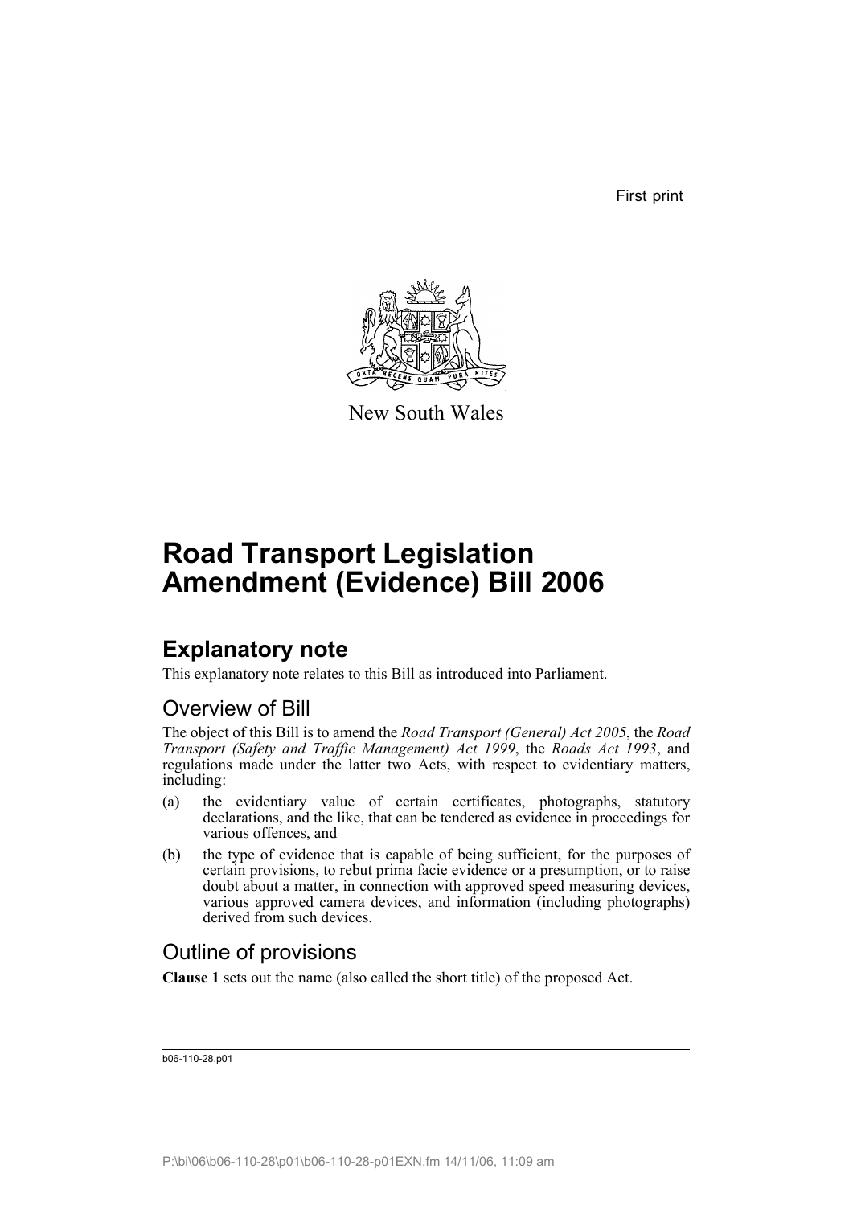First print

New South Wales

# Road Transport Legislation Amendment (Evidence) Bill 2006

## Explanatory note

This explanatory note relates to this Bill as introduced into Parliament.

### Overview of Bill

The object of this Bill is to amend the *Road Transport (General) Act 2005*, the *Road Transport (Safety and Traffic Management) Act 1999*, the *Roads Act 1993*, and regulations made under the latter two Acts, with respect to evidentiary matters, including:

(a) the evidentiary value of certain certificates, photographs, statutory declarations, and the like, that can be tendered as evidence in proceedings for various offences, and

(b) the type of evidence that is capable of being sufficient, for the purposes of certain provisions, to rebut prima facie evidence or a presumption, or to raise doubt about a matter, in connection with approved speed measuring devices, various approved camera devices, and information (including photographs) derived from such devices.

### Outline of provisions

**Clause 1** sets out the name (also called the short title) of the proposed Act.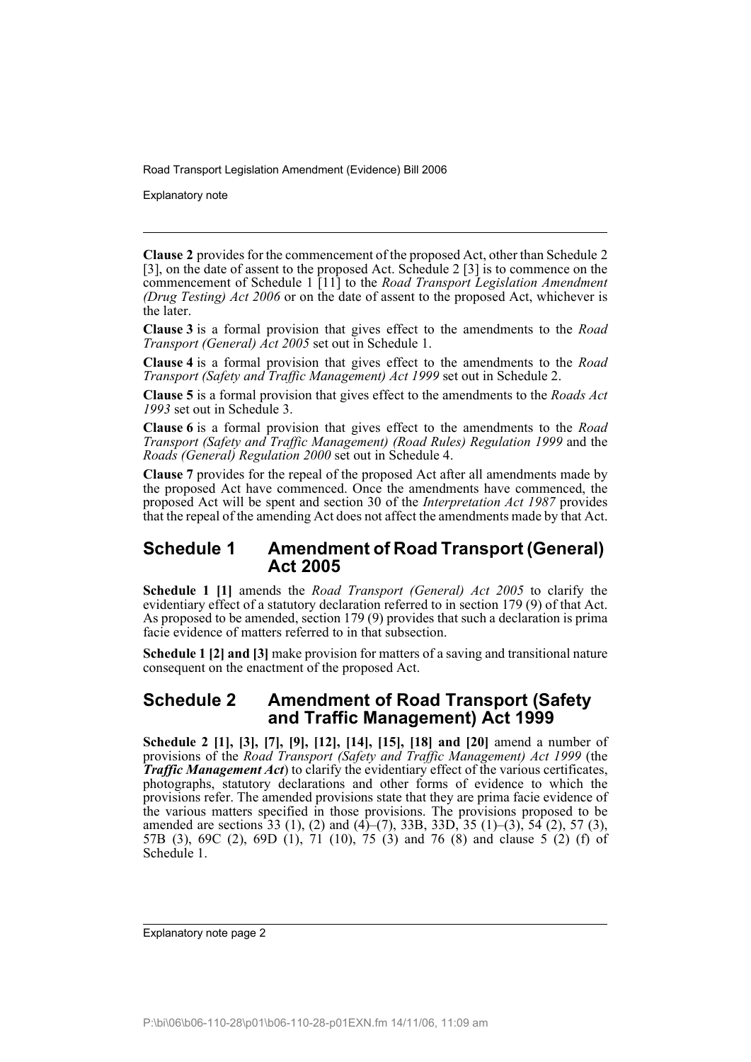**Clause 2** provides for the commencement of the proposed Act, other than Schedule 2 [3], on the date of assent to the proposed Act. Schedule 2 [3] is to commence on the commencement of Schedule 1 [11] to the *Road Transport Legislation Amendment (Drug Testing) Act 2006* or on the date of assent to the proposed Act, whichever is the later.

**Clause 3** is a formal provision that gives effect to the amendments to the *Road Transport (General) Act 2005* set out in Schedule 1.

**Clause 4** is a formal provision that gives effect to the amendments to the *Road Transport (Safety and Traffic Management) Act 1999* set out in Schedule 2.

**Clause 5** is a formal provision that gives effect to the amendments to the *Roads Act 1993* set out in Schedule 3.

**Clause 6** is a formal provision that gives effect to the amendments to the *Road Transport (Safety and Traffic Management) (Road Rules) Regulation 1999* and the *Roads (General) Regulation 2000* set out in Schedule 4.

**Clause 7** provides for the repeal of the proposed Act after all amendments made by the proposed Act have commenced. Once the amendments have commenced, the proposed Act will be spent and section 30 of the *Interpretation Act 1987* provides that the repeal of the amending Act does not affect the amendments made by that Act.

## Schedule 1 Amendment of Road Transport (General) Act 2005

**Schedule 1 [1]** amends the *Road Transport (General) Act 2005* to clarify the evidentiary effect of a statutory declaration referred to in section 179 (9) of that Act. As proposed to be amended, section 179 (9) provides that such a declaration is prima facie evidence of matters referred to in that subsection.

**Schedule 1 [2] and [3]** make provision for matters of a saving and transitional nature consequent on the enactment of the proposed Act.

## Schedule 2 Amendment of Road Transport (Safety and Traffic Management) Act 1999

**Schedule 2 [1], [3], [7], [9], [12], [14], [15], [18] and [20]** amend a number of provisions of the *Road Transport (Safety and Traffic Management) Act 1999* (the ***Traffic Management Act***) to clarify the evidentiary effect of the various certificates, photographs, statutory declarations and other forms of evidence to which the provisions refer. The amended provisions state that they are prima facie evidence of the various matters specified in those provisions. The provisions proposed to be amended are sections 33 (1), (2) and (4)–(7), 33B, 33D, 35 (1)–(3), 54 (2), 57 (3), 57B (3), 69C (2), 69D (1), 71 (10), 75 (3) and 76 (8) and clause 5 (2) (f) of Schedule 1.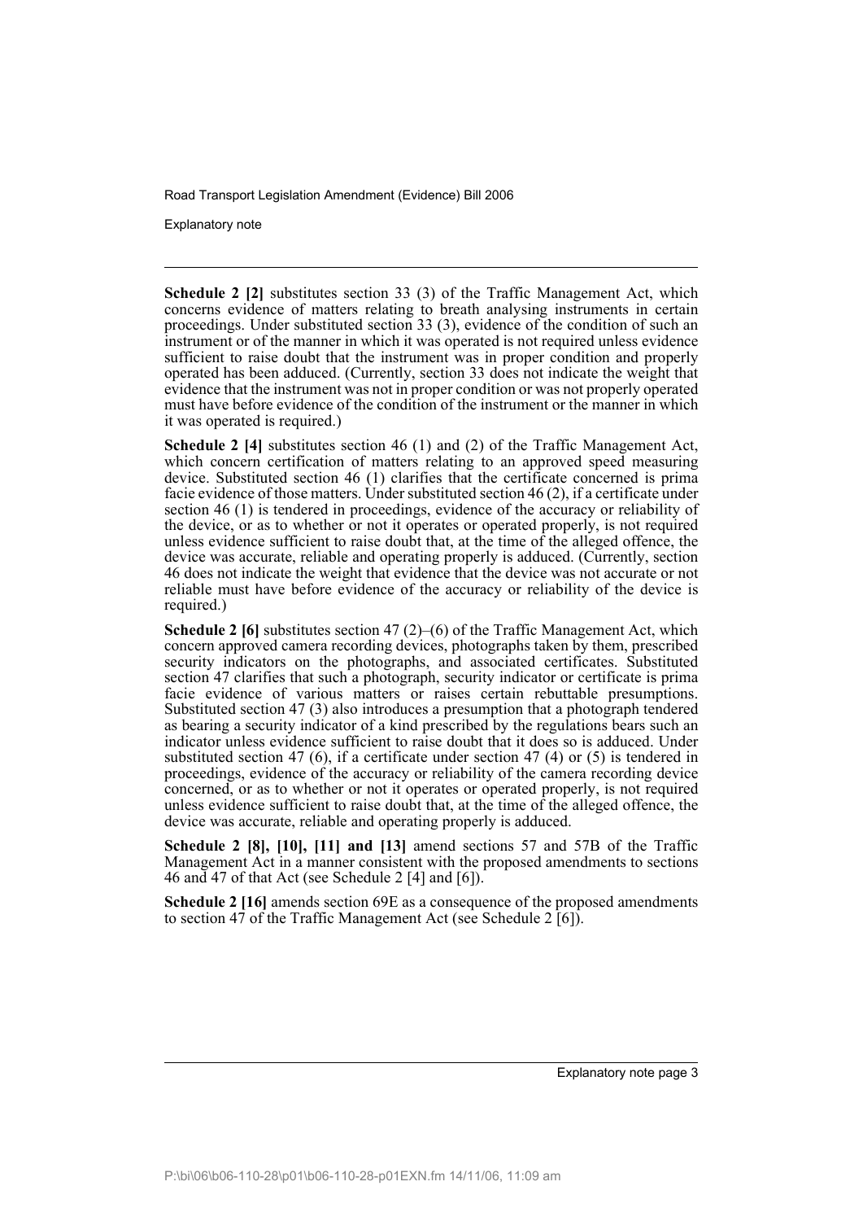**Schedule 2 [2]** substitutes section 33 (3) of the Traffic Management Act, which concerns evidence of matters relating to breath analysing instruments in certain proceedings. Under substituted section 33 (3), evidence of the condition of such an instrument or of the manner in which it was operated is not required unless evidence sufficient to raise doubt that the instrument was in proper condition and properly operated has been adduced. (Currently, section 33 does not indicate the weight that evidence that the instrument was not in proper condition or was not properly operated must have before evidence of the condition of the instrument or the manner in which it was operated is required.)

**Schedule 2 [4]** substitutes section 46 (1) and (2) of the Traffic Management Act, which concern certification of matters relating to an approved speed measuring device. Substituted section 46 (1) clarifies that the certificate concerned is prima facie evidence of those matters. Under substituted section 46 (2), if a certificate under section 46 (1) is tendered in proceedings, evidence of the accuracy or reliability of the device, or as to whether or not it operates or operated properly, is not required unless evidence sufficient to raise doubt that, at the time of the alleged offence, the device was accurate, reliable and operating properly is adduced. (Currently, section 46 does not indicate the weight that evidence that the device was not accurate or not reliable must have before evidence of the accuracy or reliability of the device is required.)

**Schedule 2 [6]** substitutes section 47 (2)–(6) of the Traffic Management Act, which concern approved camera recording devices, photographs taken by them, prescribed security indicators on the photographs, and associated certificates. Substituted section 47 clarifies that such a photograph, security indicator or certificate is prima facie evidence of various matters or raises certain rebuttable presumptions. Substituted section 47 (3) also introduces a presumption that a photograph tendered as bearing a security indicator of a kind prescribed by the regulations bears such an indicator unless evidence sufficient to raise doubt that it does so is adduced. Under substituted section 47 (6), if a certificate under section 47 (4) or (5) is tendered in proceedings, evidence of the accuracy or reliability of the camera recording device concerned, or as to whether or not it operates or operated properly, is not required unless evidence sufficient to raise doubt that, at the time of the alleged offence, the device was accurate, reliable and operating properly is adduced.

**Schedule 2 [8], [10], [11] and [13]** amend sections 57 and 57B of the Traffic Management Act in a manner consistent with the proposed amendments to sections 46 and 47 of that Act (see Schedule 2 [4] and [6]).

**Schedule 2 [16]** amends section 69E as a consequence of the proposed amendments to section 47 of the Traffic Management Act (see Schedule 2 [6]).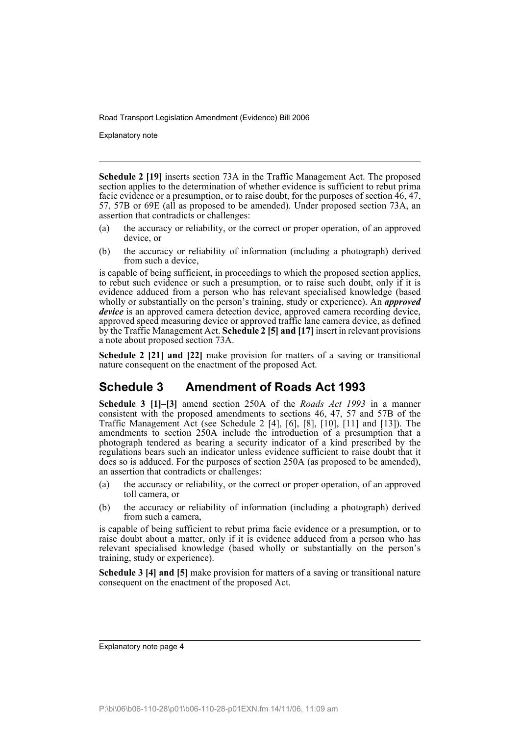**Schedule 2 [19]** inserts section 73A in the Traffic Management Act. The proposed section applies to the determination of whether evidence is sufficient to rebut prima facie evidence or a presumption, or to raise doubt, for the purposes of section 46, 47, 57, 57B or 69E (all as proposed to be amended). Under proposed section 73A, an assertion that contradicts or challenges:

(a) the accuracy or reliability, or the correct or proper operation, of an approved device, or

(b) the accuracy or reliability of information (including a photograph) derived from such a device,

is capable of being sufficient, in proceedings to which the proposed section applies, to rebut such evidence or such a presumption, or to raise such doubt, only if it is evidence adduced from a person who has relevant specialised knowledge (based wholly or substantially on the person's training, study or experience). An ***approved device*** is an approved camera detection device, approved camera recording device, approved speed measuring device or approved traffic lane camera device, as defined by the Traffic Management Act. **Schedule 2 [5] and [17]** insert in relevant provisions a note about proposed section 73A.

**Schedule 2 [21] and [22]** make provision for matters of a saving or transitional nature consequent on the enactment of the proposed Act.

## Schedule 3 Amendment of Roads Act 1993

**Schedule 3 [1]–[3]** amend section 250A of the *Roads Act 1993* in a manner consistent with the proposed amendments to sections 46, 47, 57 and 57B of the Traffic Management Act (see Schedule 2 [4], [6], [8], [10], [11] and [13]). The amendments to section 250A include the introduction of a presumption that a photograph tendered as bearing a security indicator of a kind prescribed by the regulations bears such an indicator unless evidence sufficient to raise doubt that it does so is adduced. For the purposes of section 250A (as proposed to be amended), an assertion that contradicts or challenges:

(a) the accuracy or reliability, or the correct or proper operation, of an approved toll camera, or

(b) the accuracy or reliability of information (including a photograph) derived from such a camera,

is capable of being sufficient to rebut prima facie evidence or a presumption, or to raise doubt about a matter, only if it is evidence adduced from a person who has relevant specialised knowledge (based wholly or substantially on the person's training, study or experience).

**Schedule 3 [4] and [5]** make provision for matters of a saving or transitional nature consequent on the enactment of the proposed Act.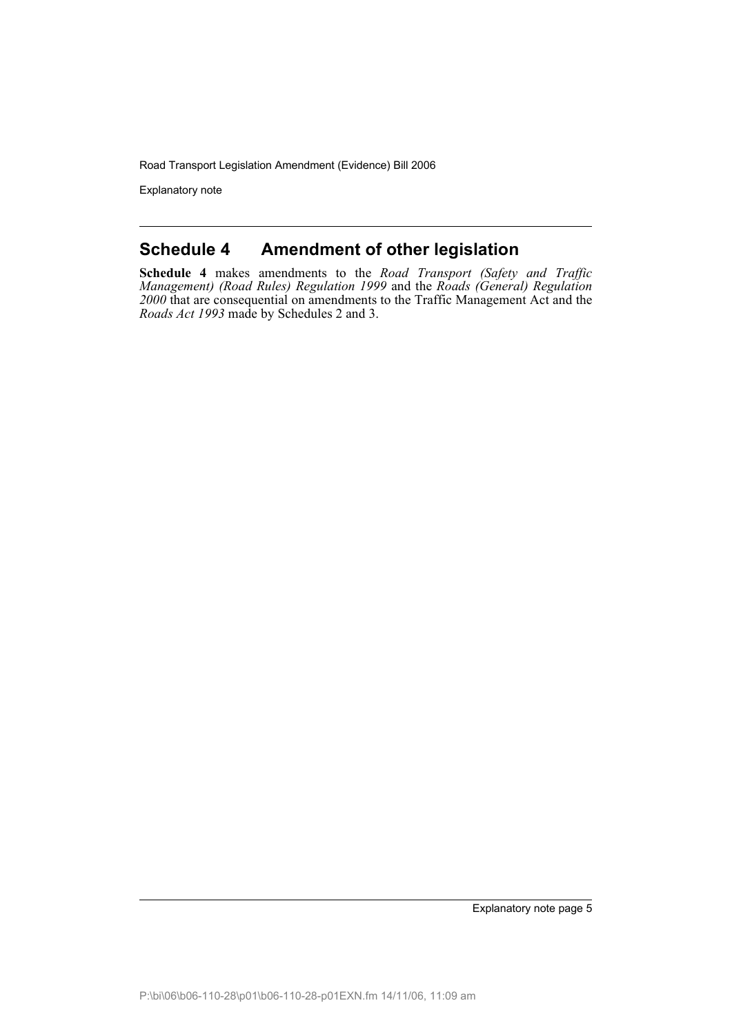## Schedule 4 Amendment of other legislation

**Schedule 4** makes amendments to the *Road Transport (Safety and Traffic Management) (Road Rules) Regulation 1999* and the *Roads (General) Regulation 2000* that are consequential on amendments to the Traffic Management Act and the *Roads Act 1993* made by Schedules 2 and 3.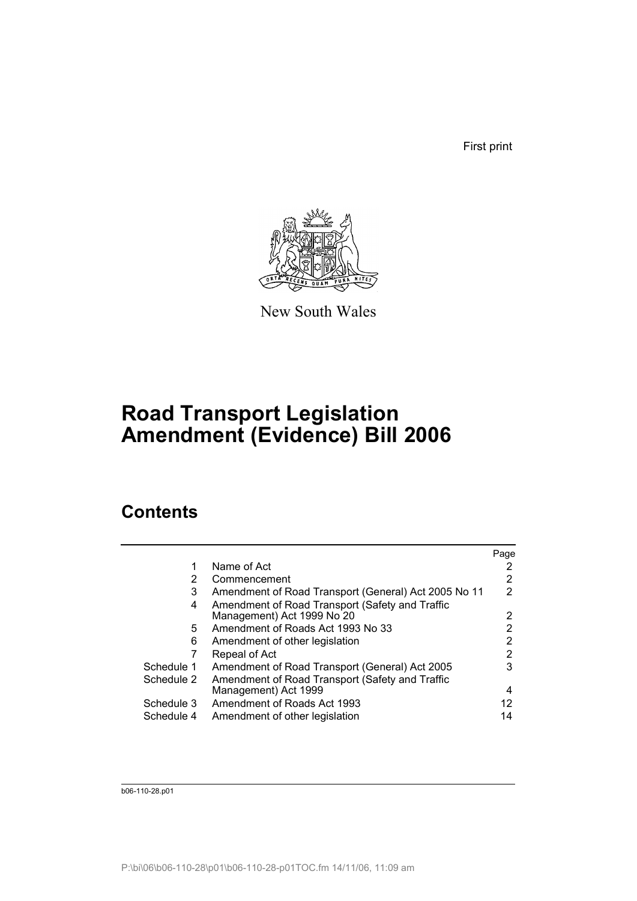First print

New South Wales

# Road Transport Legislation Amendment (Evidence) Bill 2006

## Contents

| | | Page |
|---|---|---|
| 1 | Name of Act | 2 |
| 2 | Commencement | 2 |
| 3 | Amendment of Road Transport (General) Act 2005 No 11 | 2 |
| 4 | Amendment of Road Transport (Safety and Traffic Management) Act 1999 No 20 | 2 |
| 5 | Amendment of Roads Act 1993 No 33 | 2 |
| 6 | Amendment of other legislation | 2 |
| 7 | Repeal of Act | 2 |
| Schedule 1 | Amendment of Road Transport (General) Act 2005 | 3 |
| Schedule 2 | Amendment of Road Transport (Safety and Traffic Management) Act 1999 | 4 |
| Schedule 3 | Amendment of Roads Act 1993 | 12 |
| Schedule 4 | Amendment of other legislation | 14 |

b06-110-28.p01

P:\bi\06\b06-110-28\p01\b06-110-28-p01TOC.fm 14/11/06, 11:09 am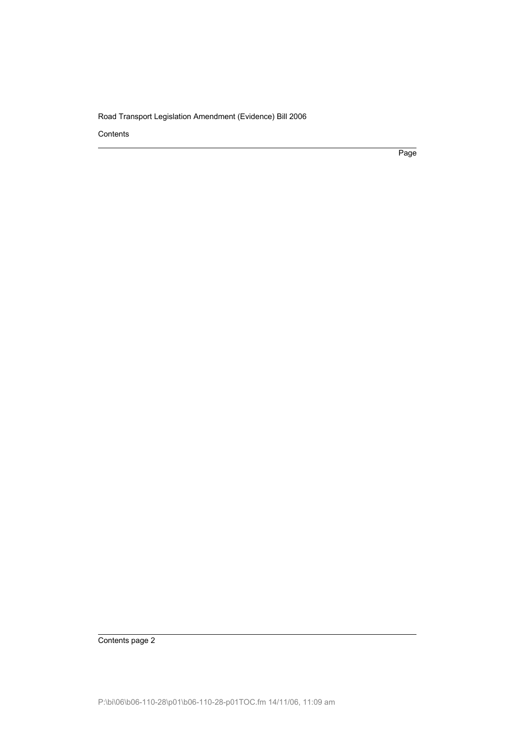Contents

Page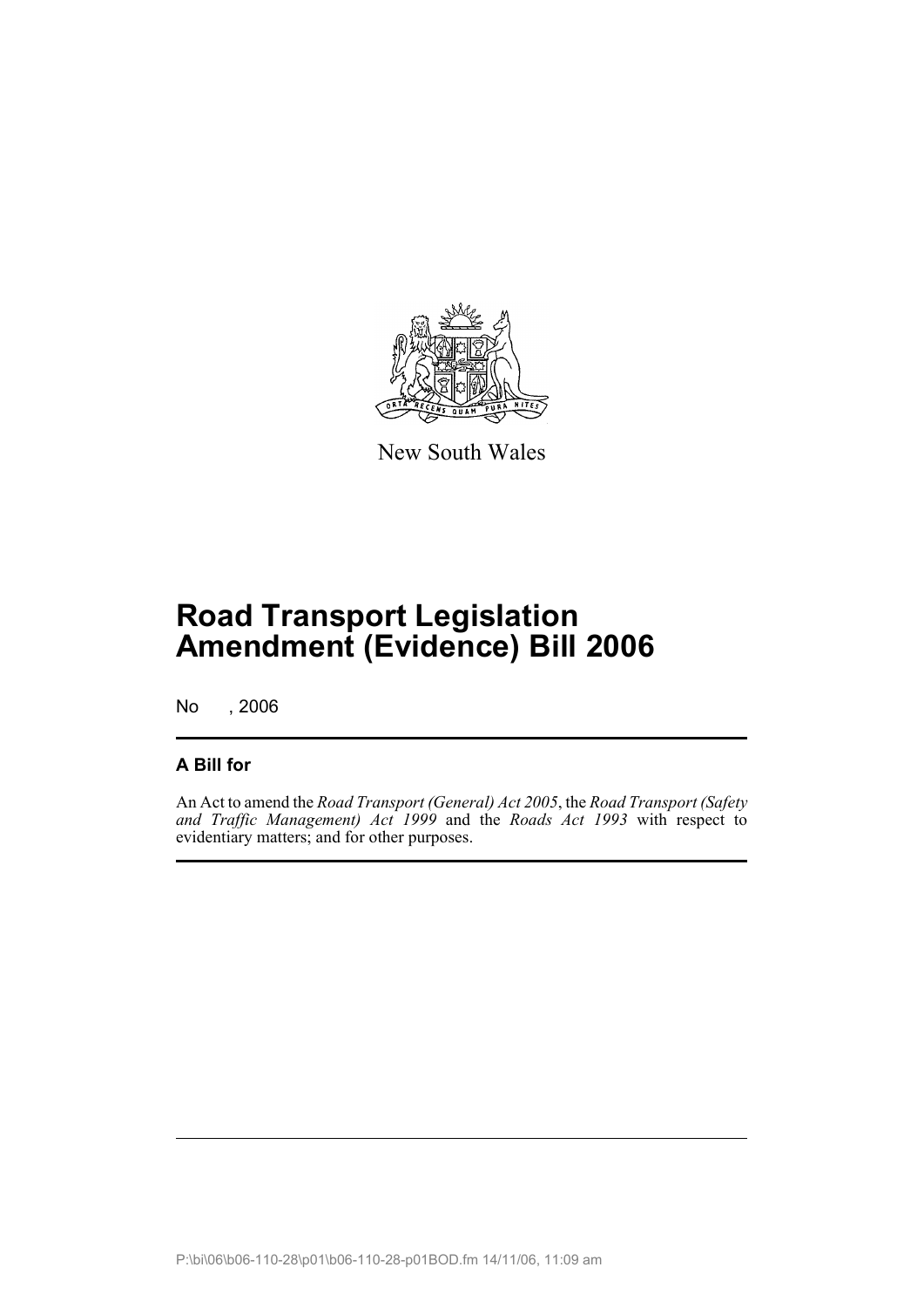New South Wales

# Road Transport Legislation Amendment (Evidence) Bill 2006

No , 2006

## A Bill for

An Act to amend the *Road Transport (General) Act 2005*, the *Road Transport (Safety and Traffic Management) Act 1999* and the *Roads Act 1993* with respect to evidentiary matters; and for other purposes.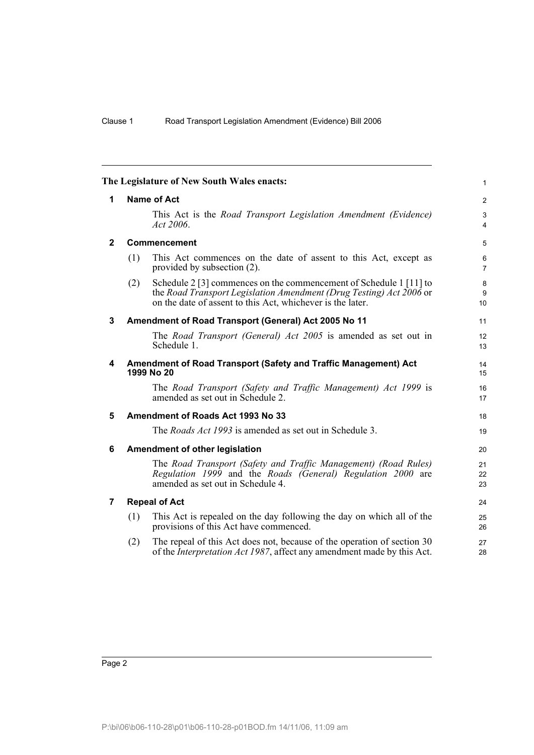**The Legislature of New South Wales enacts:**

## 1 Name of Act

This Act is the *Road Transport Legislation Amendment (Evidence) Act 2006*.

## 2 Commencement

(1) This Act commences on the date of assent to this Act, except as provided by subsection (2).

(2) Schedule 2 [3] commences on the commencement of Schedule 1 [11] to the *Road Transport Legislation Amendment (Drug Testing) Act 2006* or on the date of assent to this Act, whichever is the later.

## 3 Amendment of Road Transport (General) Act 2005 No 11

The *Road Transport (General) Act 2005* is amended as set out in Schedule 1.

## 4 Amendment of Road Transport (Safety and Traffic Management) Act 1999 No 20

The *Road Transport (Safety and Traffic Management) Act 1999* is amended as set out in Schedule 2.

## 5 Amendment of Roads Act 1993 No 33

The *Roads Act 1993* is amended as set out in Schedule 3.

## 6 Amendment of other legislation

The *Road Transport (Safety and Traffic Management) (Road Rules) Regulation 1999* and the *Roads (General) Regulation 2000* are amended as set out in Schedule 4.

## 7 Repeal of Act

(1) This Act is repealed on the day following the day on which all of the provisions of this Act have commenced.

(2) The repeal of this Act does not, because of the operation of section 30 of the *Interpretation Act 1987*, affect any amendment made by this Act.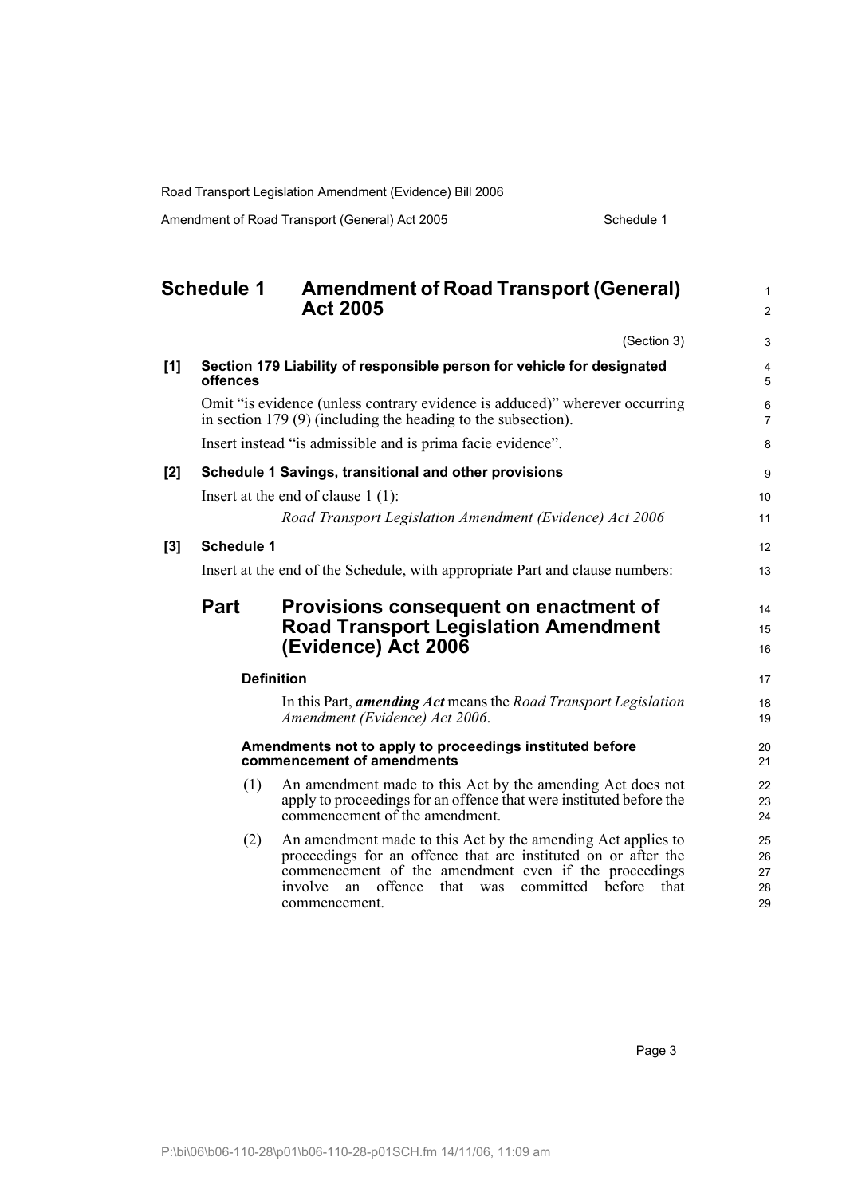## Schedule 1 Amendment of Road Transport (General) Act 2005

(Section 3)

**[1] Section 179 Liability of responsible person for vehicle for designated offences**

Omit "is evidence (unless contrary evidence is adduced)" wherever occurring in section 179 (9) (including the heading to the subsection).

Insert instead "is admissible and is prima facie evidence".

**[2] Schedule 1 Savings, transitional and other provisions**

Insert at the end of clause 1 (1):

*Road Transport Legislation Amendment (Evidence) Act 2006*

**[3] Schedule 1**

Insert at the end of the Schedule, with appropriate Part and clause numbers:

### Part Provisions consequent on enactment of Road Transport Legislation Amendment (Evidence) Act 2006

**Definition**

In this Part, ***amending Act*** means the *Road Transport Legislation Amendment (Evidence) Act 2006*.

**Amendments not to apply to proceedings instituted before commencement of amendments**

(1) An amendment made to this Act by the amending Act does not apply to proceedings for an offence that were instituted before the commencement of the amendment.

(2) An amendment made to this Act by the amending Act applies to proceedings for an offence that are instituted on or after the commencement of the amendment even if the proceedings involve an offence that was committed before that commencement.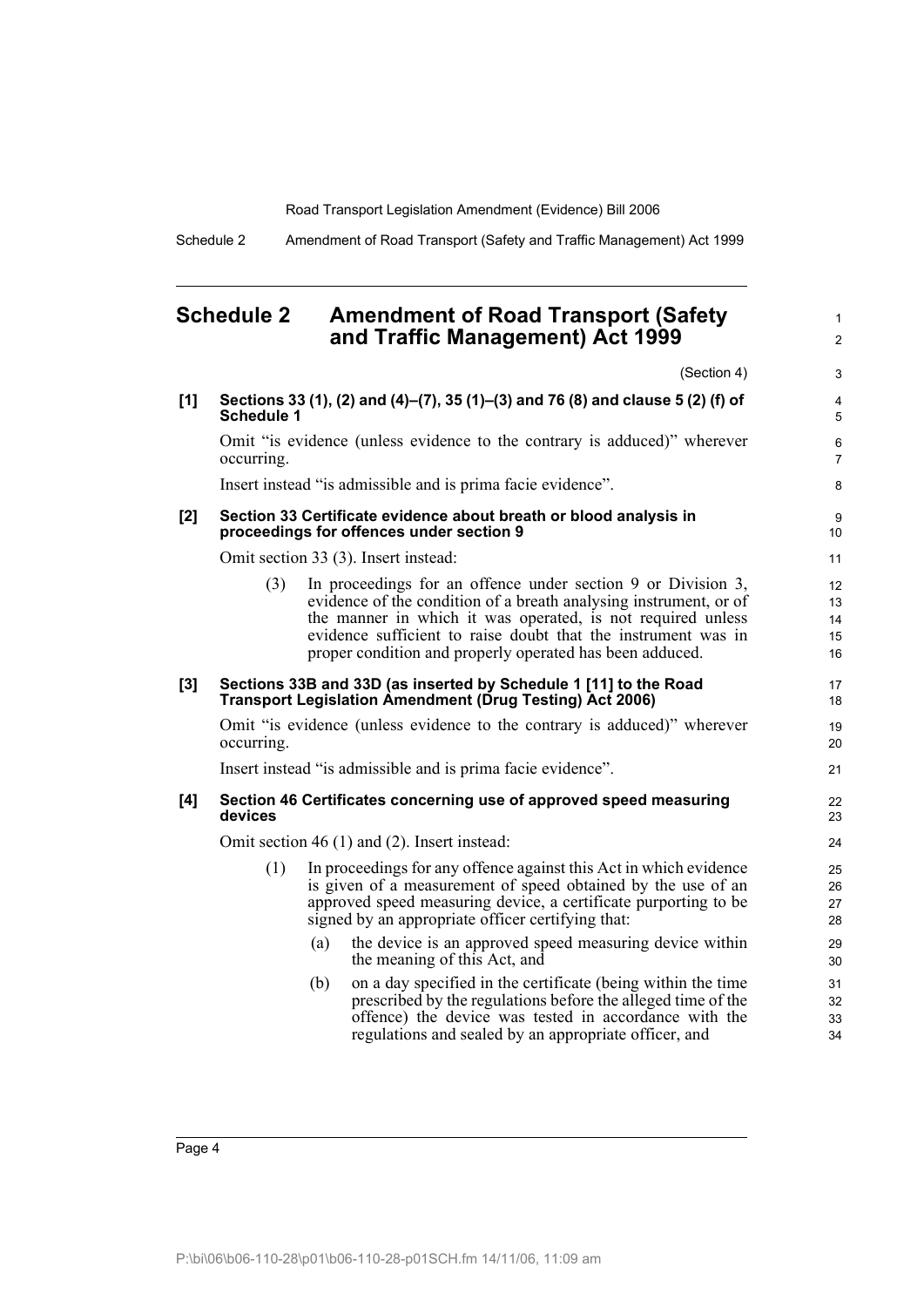## Schedule 2 Amendment of Road Transport (Safety and Traffic Management) Act 1999

(Section 4)

**[1] Sections 33 (1), (2) and (4)–(7), 35 (1)–(3) and 76 (8) and clause 5 (2) (f) of Schedule 1**

Omit "is evidence (unless evidence to the contrary is adduced)" wherever occurring.

Insert instead "is admissible and is prima facie evidence".

**[2] Section 33 Certificate evidence about breath or blood analysis in proceedings for offences under section 9**

Omit section 33 (3). Insert instead:

(3) In proceedings for an offence under section 9 or Division 3, evidence of the condition of a breath analysing instrument, or of the manner in which it was operated, is not required unless evidence sufficient to raise doubt that the instrument was in proper condition and properly operated has been adduced.

**[3] Sections 33B and 33D (as inserted by Schedule 1 [11] to the Road Transport Legislation Amendment (Drug Testing) Act 2006)**

Omit "is evidence (unless evidence to the contrary is adduced)" wherever occurring.

Insert instead "is admissible and is prima facie evidence".

**[4] Section 46 Certificates concerning use of approved speed measuring devices**

Omit section 46 (1) and (2). Insert instead:

(1) In proceedings for any offence against this Act in which evidence is given of a measurement of speed obtained by the use of an approved speed measuring device, a certificate purporting to be signed by an appropriate officer certifying that:

(a) the device is an approved speed measuring device within the meaning of this Act, and

(b) on a day specified in the certificate (being within the time prescribed by the regulations before the alleged time of the offence) the device was tested in accordance with the regulations and sealed by an appropriate officer, and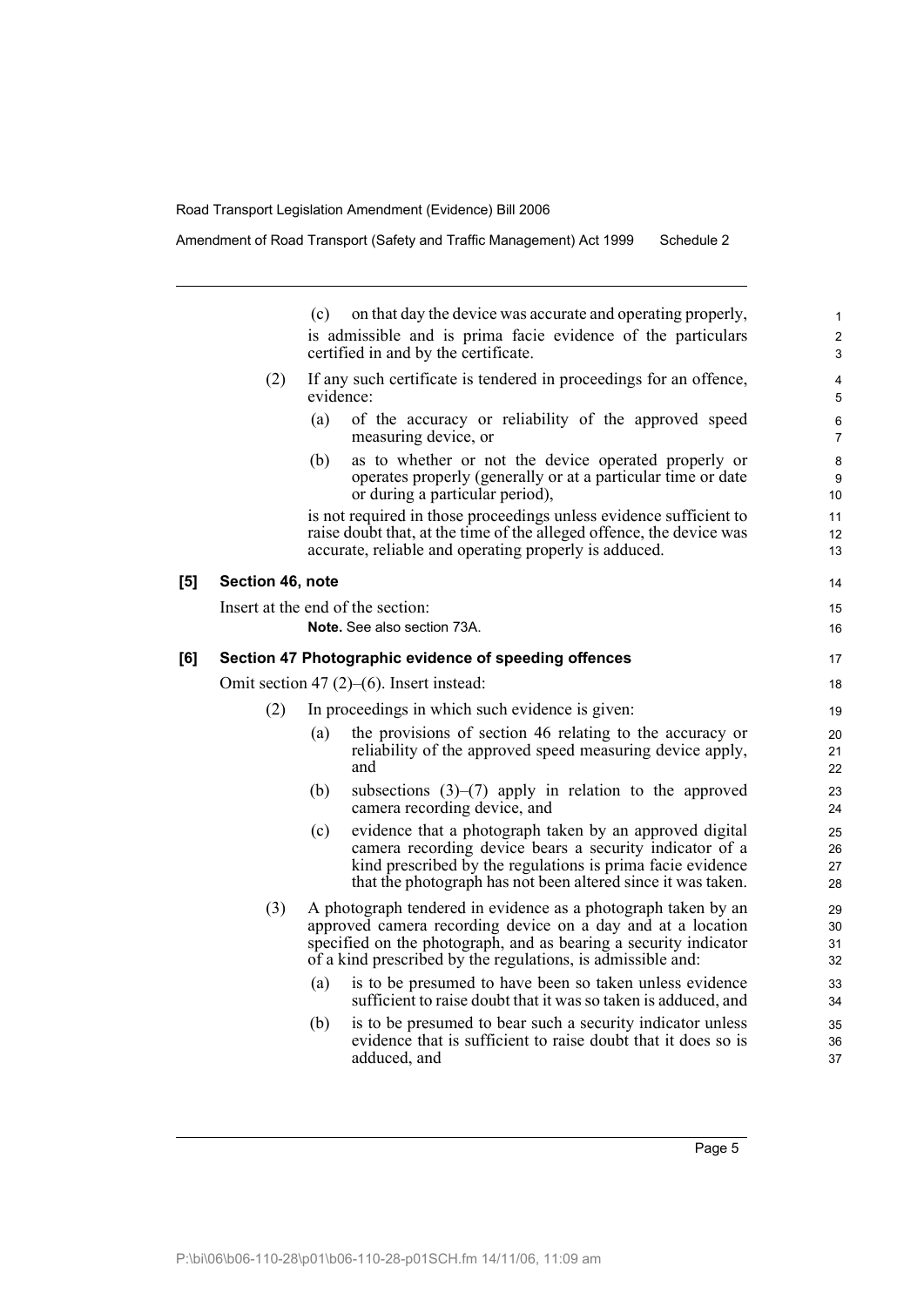(c) on that day the device was accurate and operating properly,

is admissible and is prima facie evidence of the particulars certified in and by the certificate.

(2) If any such certificate is tendered in proceedings for an offence, evidence:

(a) of the accuracy or reliability of the approved speed measuring device, or

(b) as to whether or not the device operated properly or operates properly (generally or at a particular time or date or during a particular period),

is not required in those proceedings unless evidence sufficient to raise doubt that, at the time of the alleged offence, the device was accurate, reliable and operating properly is adduced.

**[5] Section 46, note**

Insert at the end of the section:

**Note.** See also section 73A.

**[6] Section 47 Photographic evidence of speeding offences**

Omit section 47 (2)–(6). Insert instead:

(2) In proceedings in which such evidence is given:

(a) the provisions of section 46 relating to the accuracy or reliability of the approved speed measuring device apply, and

(b) subsections (3)–(7) apply in relation to the approved camera recording device, and

(c) evidence that a photograph taken by an approved digital camera recording device bears a security indicator of a kind prescribed by the regulations is prima facie evidence that the photograph has not been altered since it was taken.

(3) A photograph tendered in evidence as a photograph taken by an approved camera recording device on a day and at a location specified on the photograph, and as bearing a security indicator of a kind prescribed by the regulations, is admissible and:

(a) is to be presumed to have been so taken unless evidence sufficient to raise doubt that it was so taken is adduced, and

(b) is to be presumed to bear such a security indicator unless evidence that is sufficient to raise doubt that it does so is adduced, and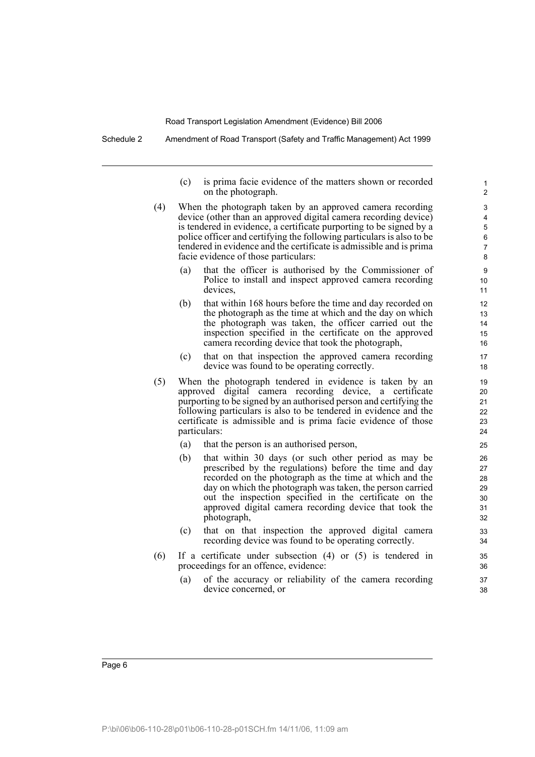(c) is prima facie evidence of the matters shown or recorded on the photograph.

(4) When the photograph taken by an approved camera recording device (other than an approved digital camera recording device) is tendered in evidence, a certificate purporting to be signed by a police officer and certifying the following particulars is also to be tendered in evidence and the certificate is admissible and is prima facie evidence of those particulars:

(a) that the officer is authorised by the Commissioner of Police to install and inspect approved camera recording devices,

(b) that within 168 hours before the time and day recorded on the photograph as the time at which and the day on which the photograph was taken, the officer carried out the inspection specified in the certificate on the approved camera recording device that took the photograph,

(c) that on that inspection the approved camera recording device was found to be operating correctly.

(5) When the photograph tendered in evidence is taken by an approved digital camera recording device, a certificate purporting to be signed by an authorised person and certifying the following particulars is also to be tendered in evidence and the certificate is admissible and is prima facie evidence of those particulars:

(a) that the person is an authorised person,

(b) that within 30 days (or such other period as may be prescribed by the regulations) before the time and day recorded on the photograph as the time at which and the day on which the photograph was taken, the person carried out the inspection specified in the certificate on the approved digital camera recording device that took the photograph,

(c) that on that inspection the approved digital camera recording device was found to be operating correctly.

(6) If a certificate under subsection (4) or (5) is tendered in proceedings for an offence, evidence:

(a) of the accuracy or reliability of the camera recording device concerned, or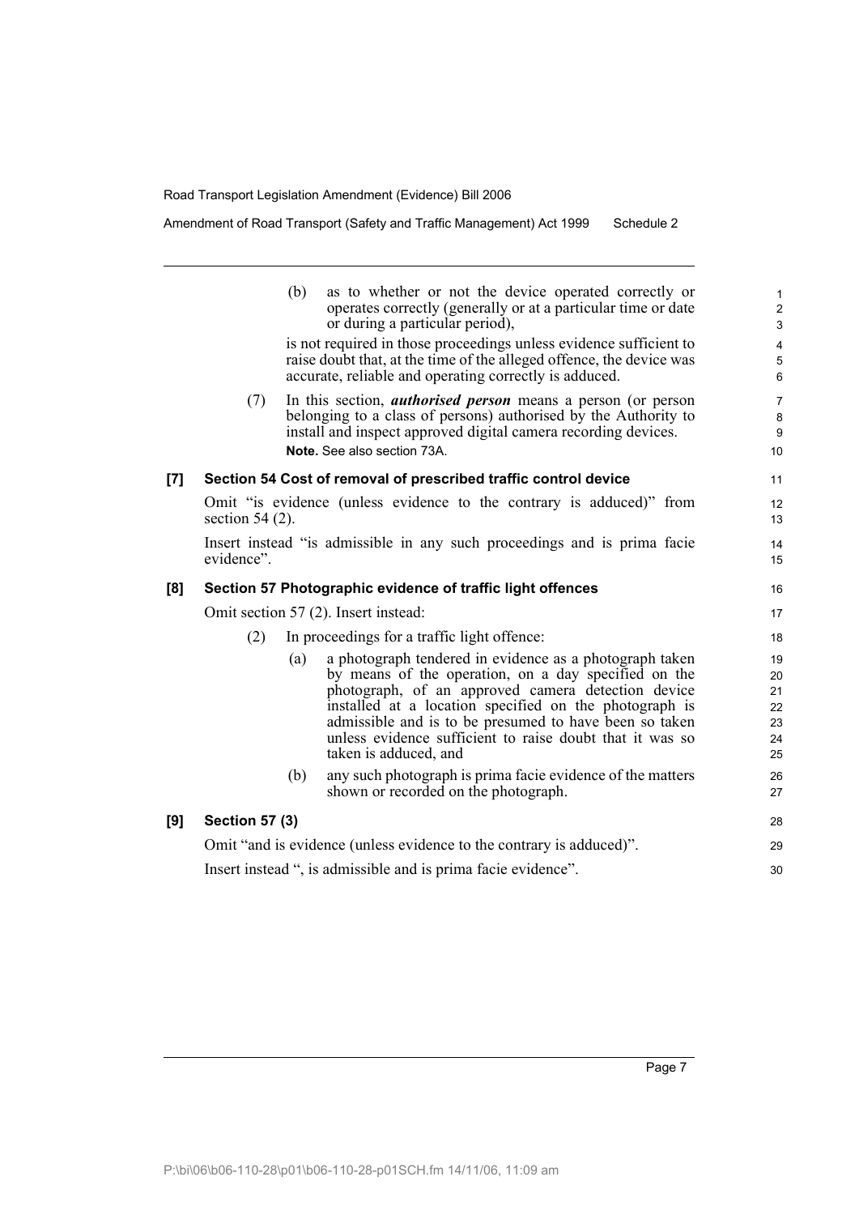(b) as to whether or not the device operated correctly or operates correctly (generally or at a particular time or date or during a particular period),

is not required in those proceedings unless evidence sufficient to raise doubt that, at the time of the alleged offence, the device was accurate, reliable and operating correctly is adduced.

(7) In this section, ***authorised person*** means a person (or person belonging to a class of persons) authorised by the Authority to install and inspect approved digital camera recording devices.

**Note.** See also section 73A.

**[7] Section 54 Cost of removal of prescribed traffic control device**

Omit "is evidence (unless evidence to the contrary is adduced)" from section 54 (2).

Insert instead "is admissible in any such proceedings and is prima facie evidence".

**[8] Section 57 Photographic evidence of traffic light offences**

Omit section 57 (2). Insert instead:

(2) In proceedings for a traffic light offence:

(a) a photograph tendered in evidence as a photograph taken by means of the operation, on a day specified on the photograph, of an approved camera detection device installed at a location specified on the photograph is admissible and is to be presumed to have been so taken unless evidence sufficient to raise doubt that it was so taken is adduced, and

(b) any such photograph is prima facie evidence of the matters shown or recorded on the photograph.

**[9] Section 57 (3)**

Omit "and is evidence (unless evidence to the contrary is adduced)".

Insert instead ", is admissible and is prima facie evidence".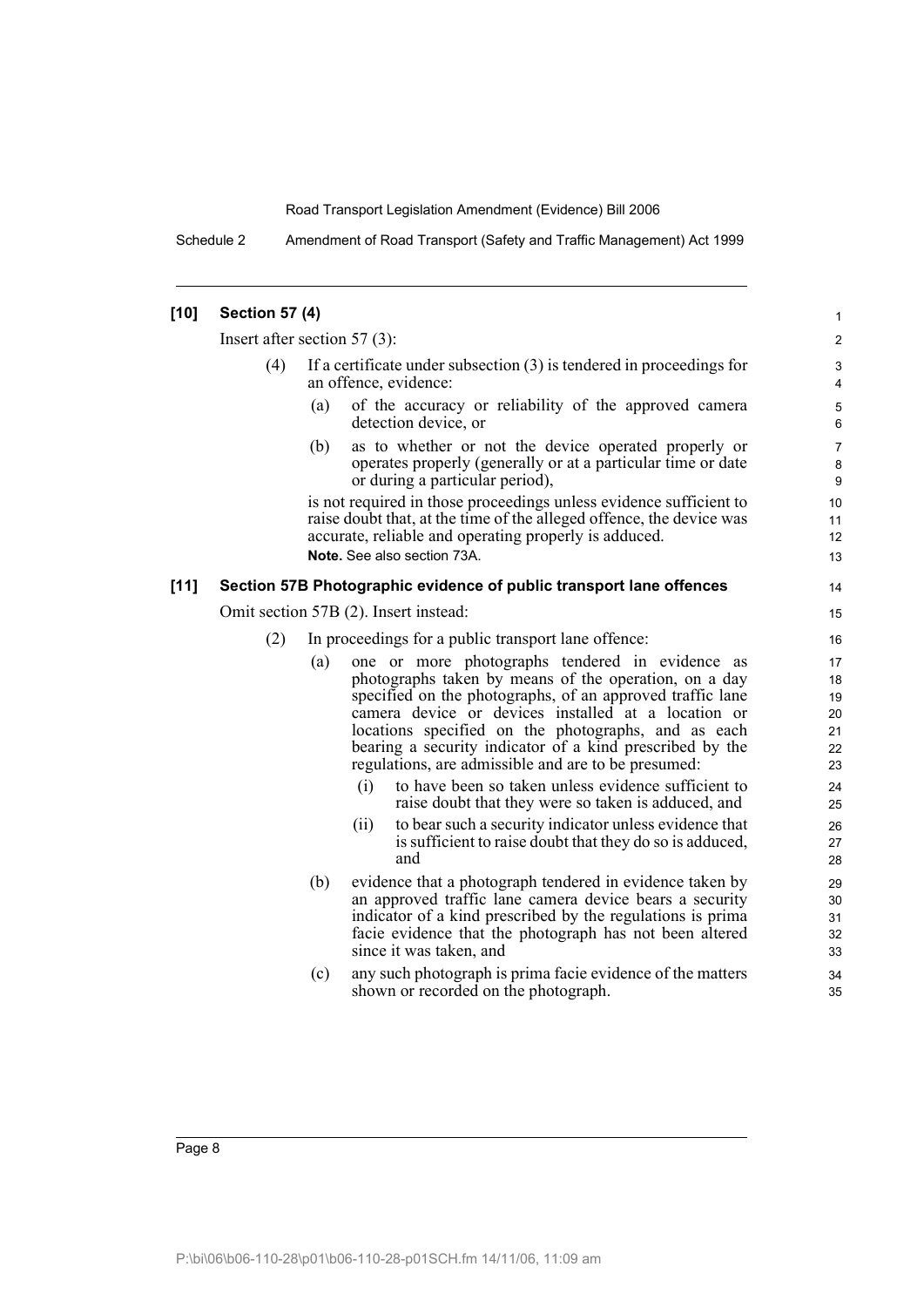### [10] Section 57 (4)

Insert after section 57 (3):

(4) If a certificate under subsection (3) is tendered in proceedings for an offence, evidence:

(a) of the accuracy or reliability of the approved camera detection device, or

(b) as to whether or not the device operated properly or operates properly (generally or at a particular time or date or during a particular period),

is not required in those proceedings unless evidence sufficient to raise doubt that, at the time of the alleged offence, the device was accurate, reliable and operating properly is adduced.

**Note.** See also section 73A.

### [11] Section 57B Photographic evidence of public transport lane offences

Omit section 57B (2). Insert instead:

(2) In proceedings for a public transport lane offence:

(a) one or more photographs tendered in evidence as photographs taken by means of the operation, on a day specified on the photographs, of an approved traffic lane camera device or devices installed at a location or locations specified on the photographs, and as each bearing a security indicator of a kind prescribed by the regulations, are admissible and are to be presumed:

(i) to have been so taken unless evidence sufficient to raise doubt that they were so taken is adduced, and

(ii) to bear such a security indicator unless evidence that is sufficient to raise doubt that they do so is adduced, and

(b) evidence that a photograph tendered in evidence taken by an approved traffic lane camera device bears a security indicator of a kind prescribed by the regulations is prima facie evidence that the photograph has not been altered since it was taken, and

(c) any such photograph is prima facie evidence of the matters shown or recorded on the photograph.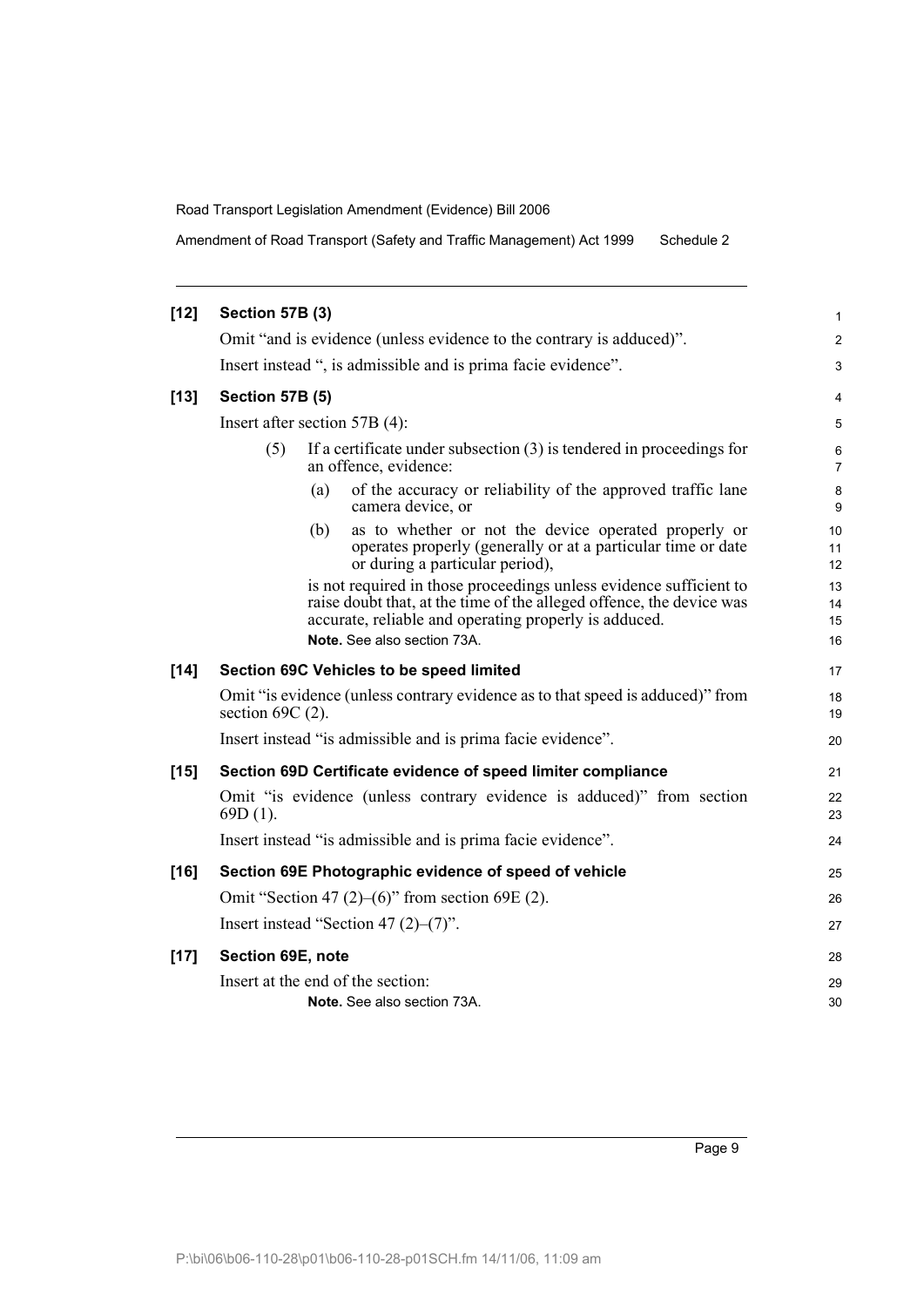**[12] Section 57B (3)**

Omit "and is evidence (unless evidence to the contrary is adduced)".

Insert instead ", is admissible and is prima facie evidence".

**[13] Section 57B (5)**

Insert after section 57B (4):

(5) If a certificate under subsection (3) is tendered in proceedings for an offence, evidence:

(a) of the accuracy or reliability of the approved traffic lane camera device, or

(b) as to whether or not the device operated properly or operates properly (generally or at a particular time or date or during a particular period),

is not required in those proceedings unless evidence sufficient to raise doubt that, at the time of the alleged offence, the device was accurate, reliable and operating properly is adduced.

**Note.** See also section 73A.

**[14] Section 69C Vehicles to be speed limited**

Omit "is evidence (unless contrary evidence as to that speed is adduced)" from section 69C (2).

Insert instead "is admissible and is prima facie evidence".

**[15] Section 69D Certificate evidence of speed limiter compliance**

Omit "is evidence (unless contrary evidence is adduced)" from section 69D (1).

Insert instead "is admissible and is prima facie evidence".

**[16] Section 69E Photographic evidence of speed of vehicle**

Omit "Section 47 (2)–(6)" from section 69E (2).

Insert instead "Section 47 (2)–(7)".

**[17] Section 69E, note**

Insert at the end of the section:

**Note.** See also section 73A.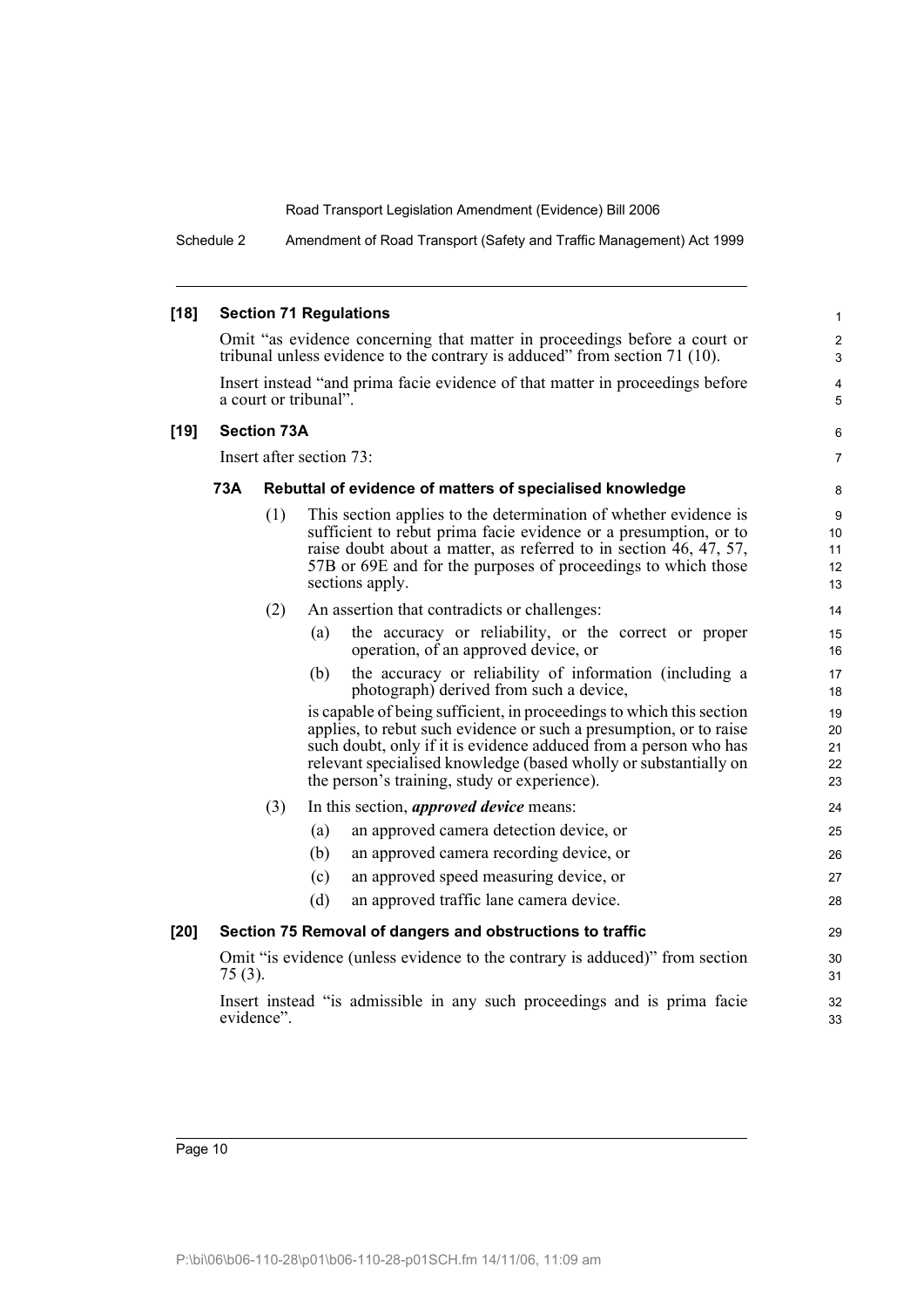**[18] Section 71 Regulations**

Omit "as evidence concerning that matter in proceedings before a court or tribunal unless evidence to the contrary is adduced" from section 71 (10).

Insert instead "and prima facie evidence of that matter in proceedings before a court or tribunal".

**[19] Section 73A**

Insert after section 73:

**73A Rebuttal of evidence of matters of specialised knowledge**

(1) This section applies to the determination of whether evidence is sufficient to rebut prima facie evidence or a presumption, or to raise doubt about a matter, as referred to in section 46, 47, 57, 57B or 69E and for the purposes of proceedings to which those sections apply.

(2) An assertion that contradicts or challenges:

(a) the accuracy or reliability, or the correct or proper operation, of an approved device, or

(b) the accuracy or reliability of information (including a photograph) derived from such a device,

is capable of being sufficient, in proceedings to which this section applies, to rebut such evidence or such a presumption, or to raise such doubt, only if it is evidence adduced from a person who has relevant specialised knowledge (based wholly or substantially on the person's training, study or experience).

(3) In this section, ***approved device*** means:

(a) an approved camera detection device, or

(b) an approved camera recording device, or

(c) an approved speed measuring device, or

(d) an approved traffic lane camera device.

**[20] Section 75 Removal of dangers and obstructions to traffic**

Omit "is evidence (unless evidence to the contrary is adduced)" from section 75 (3).

Insert instead "is admissible in any such proceedings and is prima facie evidence".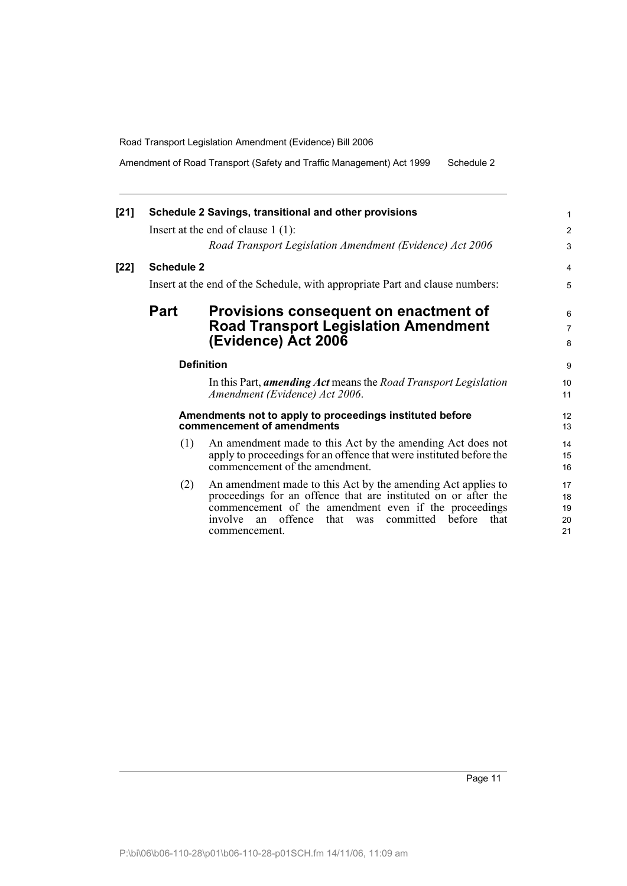**[21] Schedule 2 Savings, transitional and other provisions**

Insert at the end of clause 1 (1):

*Road Transport Legislation Amendment (Evidence) Act 2006*

**[22] Schedule 2**

Insert at the end of the Schedule, with appropriate Part and clause numbers:

## Part Provisions consequent on enactment of Road Transport Legislation Amendment (Evidence) Act 2006

### Definition

In this Part, ***amending Act*** means the *Road Transport Legislation Amendment (Evidence) Act 2006*.

### Amendments not to apply to proceedings instituted before commencement of amendments

(1) An amendment made to this Act by the amending Act does not apply to proceedings for an offence that were instituted before the commencement of the amendment.

(2) An amendment made to this Act by the amending Act applies to proceedings for an offence that are instituted on or after the commencement of the amendment even if the proceedings involve an offence that was committed before that commencement.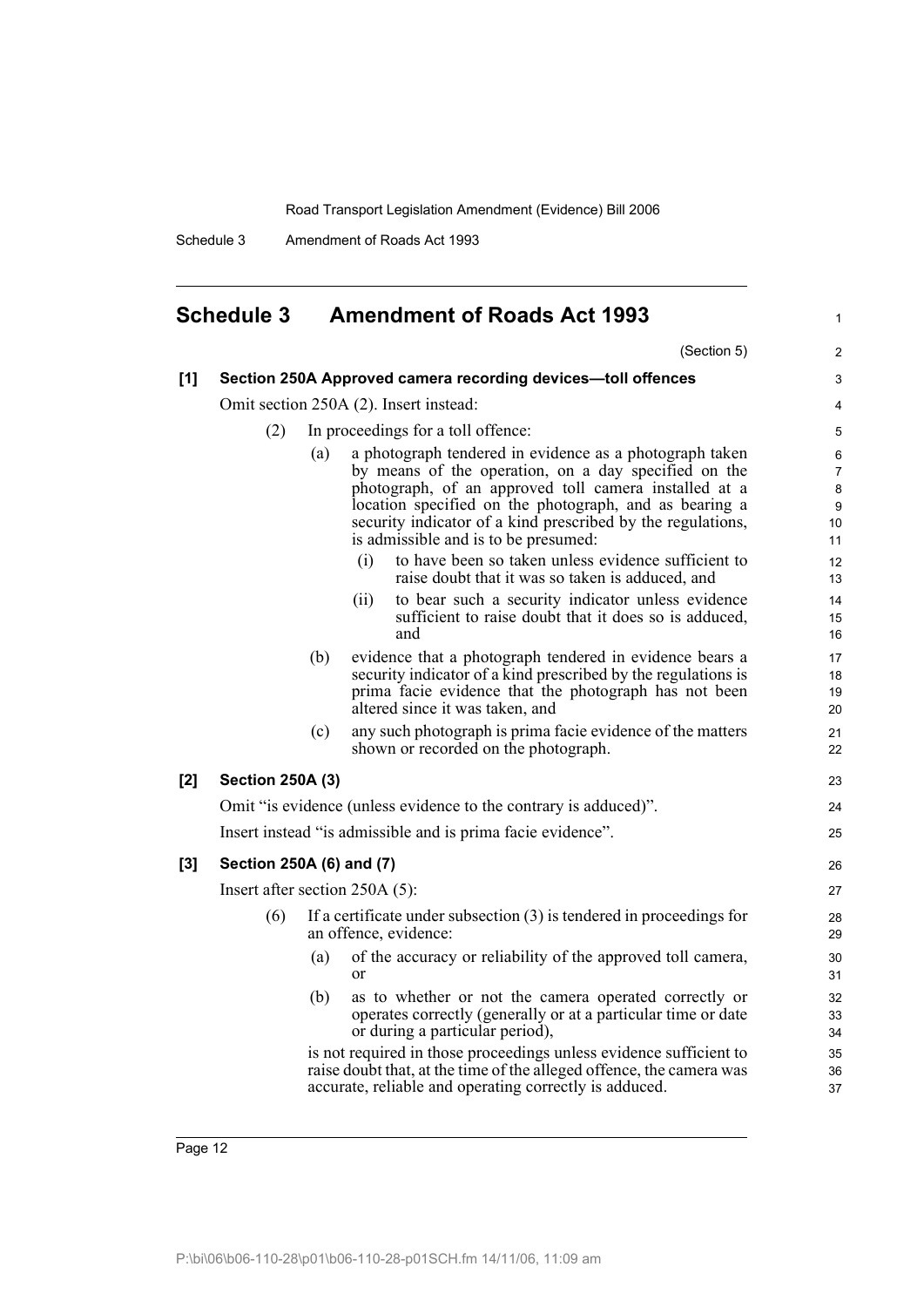## Schedule 3 Amendment of Roads Act 1993

(Section 5)

**[1] Section 250A Approved camera recording devices—toll offences**

Omit section 250A (2). Insert instead:

(2) In proceedings for a toll offence:

(a) a photograph tendered in evidence as a photograph taken by means of the operation, on a day specified on the photograph, of an approved toll camera installed at a location specified on the photograph, and as bearing a security indicator of a kind prescribed by the regulations, is admissible and is to be presumed:

(i) to have been so taken unless evidence sufficient to raise doubt that it was so taken is adduced, and

(ii) to bear such a security indicator unless evidence sufficient to raise doubt that it does so is adduced, and

(b) evidence that a photograph tendered in evidence bears a security indicator of a kind prescribed by the regulations is prima facie evidence that the photograph has not been altered since it was taken, and

(c) any such photograph is prima facie evidence of the matters shown or recorded on the photograph.

**[2] Section 250A (3)**

Omit "is evidence (unless evidence to the contrary is adduced)".

Insert instead "is admissible and is prima facie evidence".

**[3] Section 250A (6) and (7)**

Insert after section 250A (5):

(6) If a certificate under subsection (3) is tendered in proceedings for an offence, evidence:

(a) of the accuracy or reliability of the approved toll camera, or

(b) as to whether or not the camera operated correctly or operates correctly (generally or at a particular time or date or during a particular period),

is not required in those proceedings unless evidence sufficient to raise doubt that, at the time of the alleged offence, the camera was accurate, reliable and operating correctly is adduced.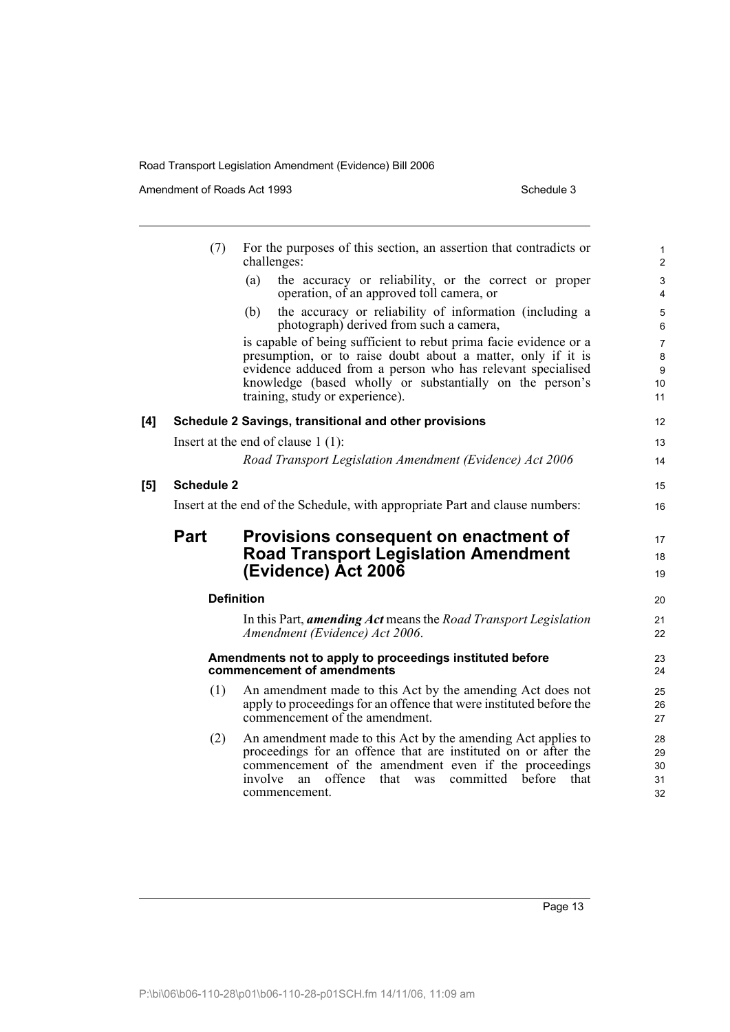(7) For the purposes of this section, an assertion that contradicts or challenges:

(a) the accuracy or reliability, or the correct or proper operation, of an approved toll camera, or

(b) the accuracy or reliability of information (including a photograph) derived from such a camera,

is capable of being sufficient to rebut prima facie evidence or a presumption, or to raise doubt about a matter, only if it is evidence adduced from a person who has relevant specialised knowledge (based wholly or substantially on the person's training, study or experience).

**[4] Schedule 2 Savings, transitional and other provisions**

Insert at the end of clause 1 (1):

*Road Transport Legislation Amendment (Evidence) Act 2006*

**[5] Schedule 2**

Insert at the end of the Schedule, with appropriate Part and clause numbers:

## Part Provisions consequent on enactment of Road Transport Legislation Amendment (Evidence) Act 2006

**Definition**

In this Part, ***amending Act*** means the *Road Transport Legislation Amendment (Evidence) Act 2006*.

**Amendments not to apply to proceedings instituted before commencement of amendments**

(1) An amendment made to this Act by the amending Act does not apply to proceedings for an offence that were instituted before the commencement of the amendment.

(2) An amendment made to this Act by the amending Act applies to proceedings for an offence that are instituted on or after the commencement of the amendment even if the proceedings involve an offence that was committed before that commencement.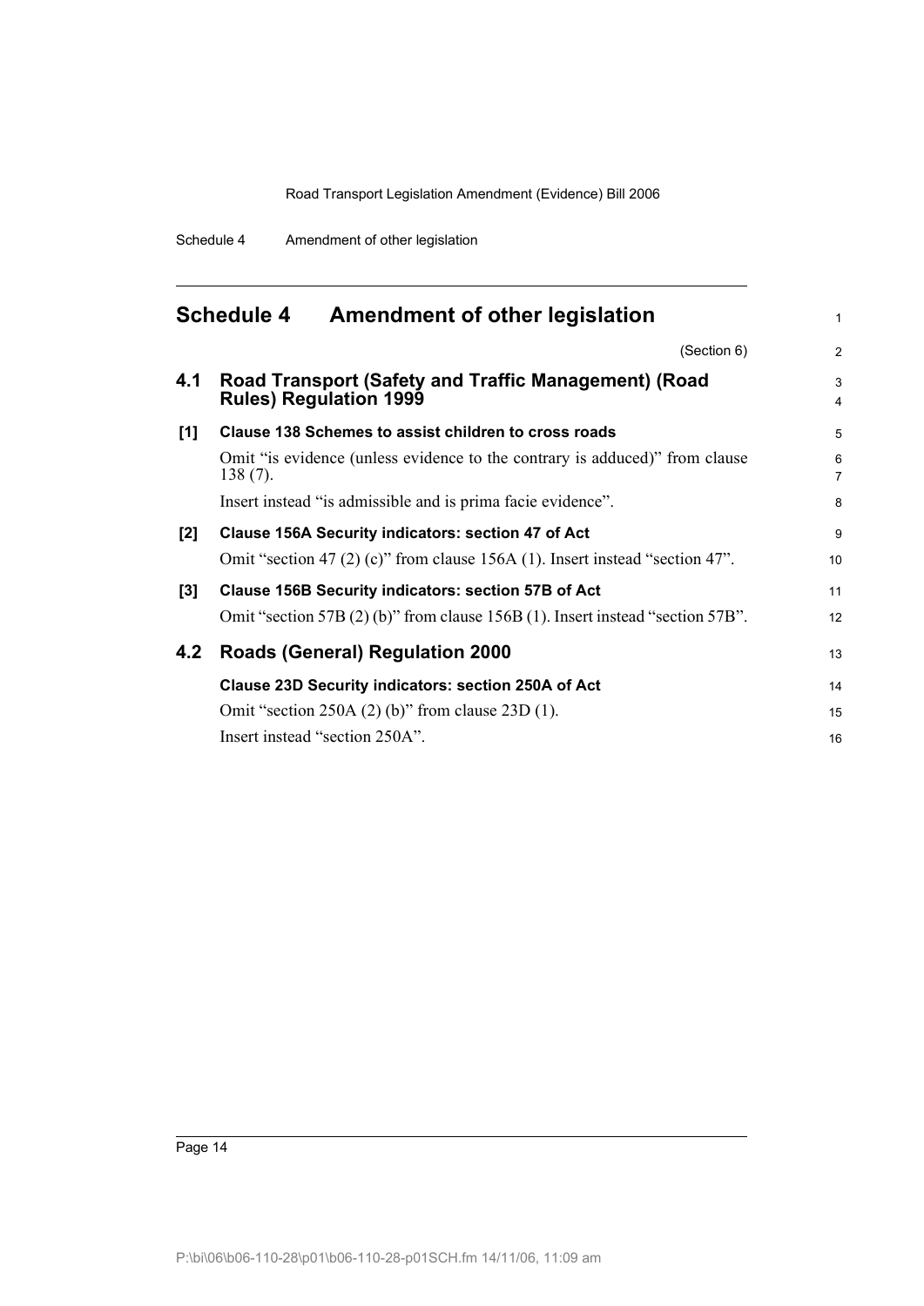# Schedule 4 Amendment of other legislation

(Section 6)

## 4.1 Road Transport (Safety and Traffic Management) (Road Rules) Regulation 1999

**[1] Clause 138 Schemes to assist children to cross roads**

Omit "is evidence (unless evidence to the contrary is adduced)" from clause 138 (7).

Insert instead "is admissible and is prima facie evidence".

**[2] Clause 156A Security indicators: section 47 of Act**

Omit "section 47 (2) (c)" from clause 156A (1). Insert instead "section 47".

**[3] Clause 156B Security indicators: section 57B of Act**

Omit "section 57B (2) (b)" from clause 156B (1). Insert instead "section 57B".

## 4.2 Roads (General) Regulation 2000

**Clause 23D Security indicators: section 250A of Act**

Omit "section 250A (2) (b)" from clause 23D (1).

Insert instead "section 250A".